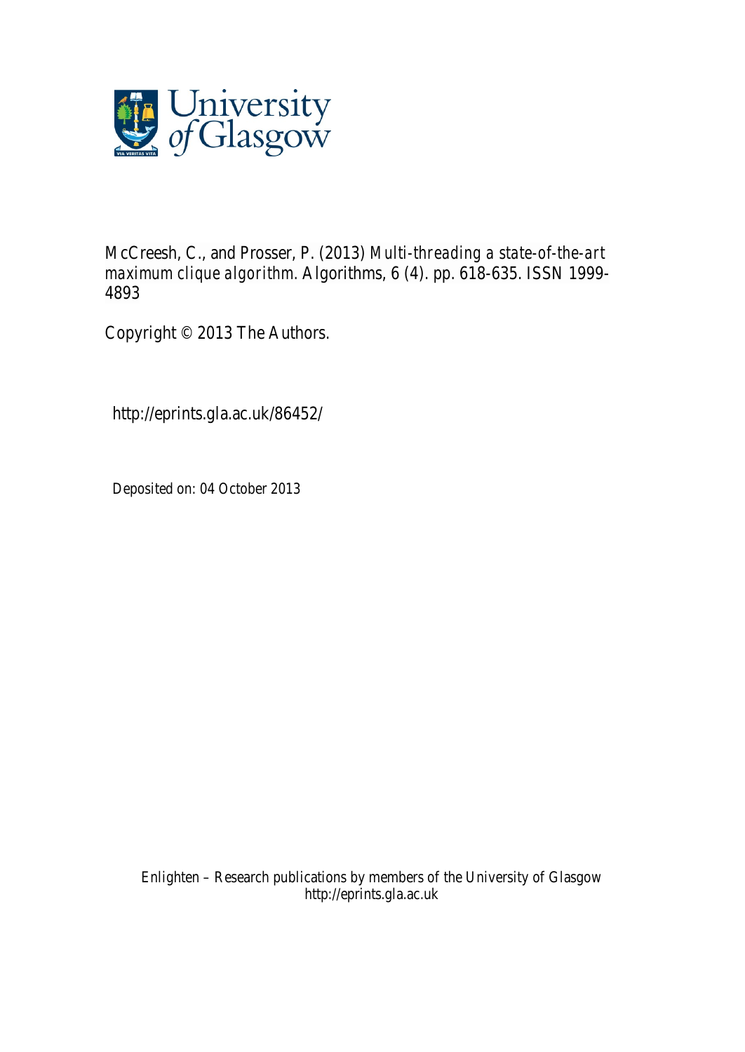McCreesh, C., and Prosser, P. (2013) *Multi-threading a state-of-the-art maximum clique algorithm.* Algorithms, 6 (4). pp. 618-635. ISSN 1999-4893

Copyright © 2013 The Authors.

http://eprints.gla.ac.uk/86452/

Deposited on: 04 October 2013

Enlighten – Research publications by members of the University of Glasgow
http://eprints.gla.ac.uk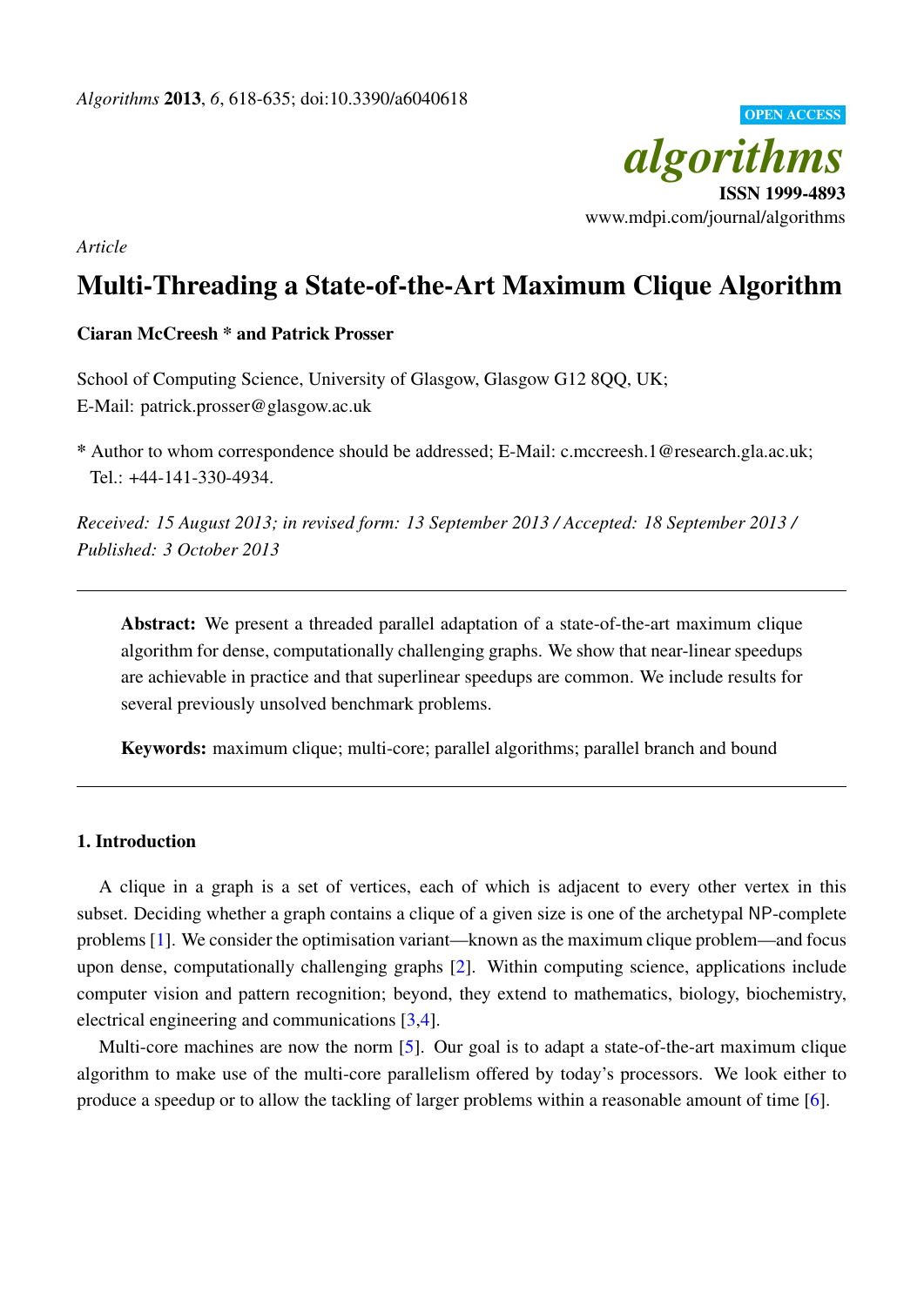# Multi-Threading a State-of-the-Art Maximum Clique Algorithm

**Ciaran McCreesh * and Patrick Prosser**

School of Computing Science, University of Glasgow, Glasgow G12 8QQ, UK;
E-Mail: patrick.prosser@glasgow.ac.uk

* Author to whom correspondence should be addressed; E-Mail: c.mccreesh.1@research.gla.ac.uk;
Tel.: +44-141-330-4934.

*Received: 15 August 2013; in revised form: 13 September 2013 / Accepted: 18 September 2013 / Published: 3 October 2013*

---

**Abstract:** We present a threaded parallel adaptation of a state-of-the-art maximum clique algorithm for dense, computationally challenging graphs. We show that near-linear speedups are achievable in practice and that superlinear speedups are common. We include results for several previously unsolved benchmark problems.

**Keywords:** maximum clique; multi-core; parallel algorithms; parallel branch and bound

---

## 1. Introduction

A clique in a graph is a set of vertices, each of which is adjacent to every other vertex in this subset. Deciding whether a graph contains a clique of a given size is one of the archetypal NP-complete problems [1]. We consider the optimisation variant—known as the maximum clique problem—and focus upon dense, computationally challenging graphs [2]. Within computing science, applications include computer vision and pattern recognition; beyond, they extend to mathematics, biology, biochemistry, electrical engineering and communications [3,4].

Multi-core machines are now the norm [5]. Our goal is to adapt a state-of-the-art maximum clique algorithm to make use of the multi-core parallelism offered by today's processors. We look either to produce a speedup or to allow the tackling of larger problems within a reasonable amount of time [6].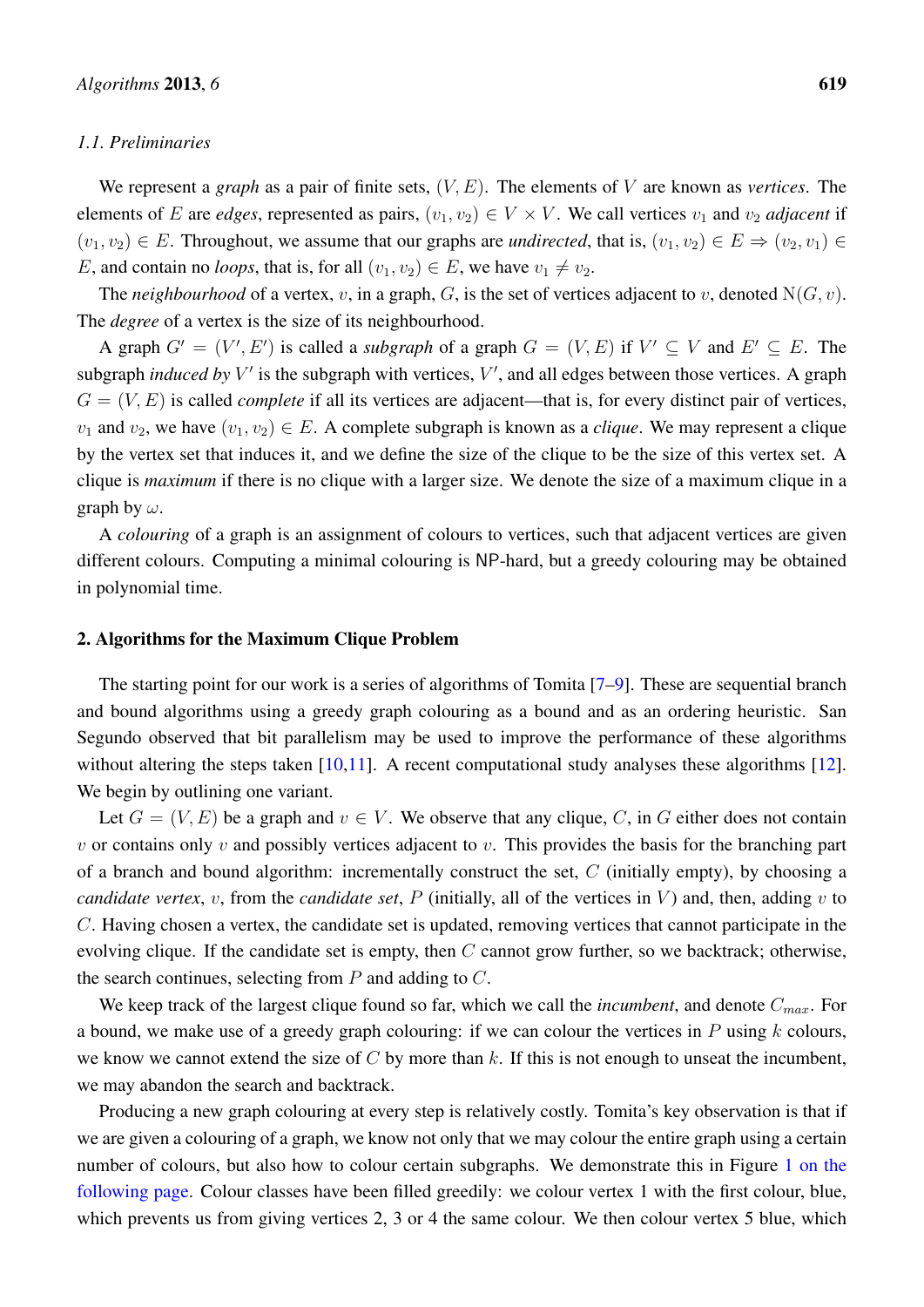### 1.1. Preliminaries

We represent a *graph* as a pair of finite sets, $(V, E)$. The elements of $V$ are known as *vertices*. The elements of $E$ are *edges*, represented as pairs, $(v_1, v_2) \in V \times V$. We call vertices $v_1$ and $v_2$ *adjacent* if $(v_1, v_2) \in E$. Throughout, we assume that our graphs are *undirected*, that is, $(v_1, v_2) \in E \Rightarrow (v_2, v_1) \in E$, and contain no *loops*, that is, for all $(v_1, v_2) \in E$, we have $v_1 \neq v_2$.

The *neighbourhood* of a vertex, $v$, in a graph, $G$, is the set of vertices adjacent to $v$, denoted $\mathrm{N}(G, v)$. The *degree* of a vertex is the size of its neighbourhood.

A graph $G' = (V', E')$ is called a *subgraph* of a graph $G = (V, E)$ if $V' \subseteq V$ and $E' \subseteq E$. The subgraph *induced by* $V'$ is the subgraph with vertices, $V'$, and all edges between those vertices. A graph $G = (V, E)$ is called *complete* if all its vertices are adjacent—that is, for every distinct pair of vertices, $v_1$ and $v_2$, we have $(v_1, v_2) \in E$. A complete subgraph is known as a *clique*. We may represent a clique by the vertex set that induces it, and we define the size of the clique to be the size of this vertex set. A clique is *maximum* if there is no clique with a larger size. We denote the size of a maximum clique in a graph by $\omega$.

A *colouring* of a graph is an assignment of colours to vertices, such that adjacent vertices are given different colours. Computing a minimal colouring is NP-hard, but a greedy colouring may be obtained in polynomial time.

## 2. Algorithms for the Maximum Clique Problem

The starting point for our work is a series of algorithms of Tomita [7–9]. These are sequential branch and bound algorithms using a greedy graph colouring as a bound and as an ordering heuristic. San Segundo observed that bit parallelism may be used to improve the performance of these algorithms without altering the steps taken [10,11]. A recent computational study analyses these algorithms [12]. We begin by outlining one variant.

Let $G = (V, E)$ be a graph and $v \in V$. We observe that any clique, $C$, in $G$ either does not contain $v$ or contains only $v$ and possibly vertices adjacent to $v$. This provides the basis for the branching part of a branch and bound algorithm: incrementally construct the set, $C$ (initially empty), by choosing a *candidate vertex*, $v$, from the *candidate set*, $P$ (initially, all of the vertices in $V$) and, then, adding $v$ to $C$. Having chosen a vertex, the candidate set is updated, removing vertices that cannot participate in the evolving clique. If the candidate set is empty, then $C$ cannot grow further, so we backtrack; otherwise, the search continues, selecting from $P$ and adding to $C$.

We keep track of the largest clique found so far, which we call the *incumbent*, and denote $C_{max}$. For a bound, we make use of a greedy graph colouring: if we can colour the vertices in $P$ using $k$ colours, we know we cannot extend the size of $C$ by more than $k$. If this is not enough to unseat the incumbent, we may abandon the search and backtrack.

Producing a new graph colouring at every step is relatively costly. Tomita's key observation is that if we are given a colouring of a graph, we know not only that we may colour the entire graph using a certain number of colours, but also how to colour certain subgraphs. We demonstrate this in Figure 1 on the following page. Colour classes have been filled greedily: we colour vertex 1 with the first colour, blue, which prevents us from giving vertices 2, 3 or 4 the same colour. We then colour vertex 5 blue, which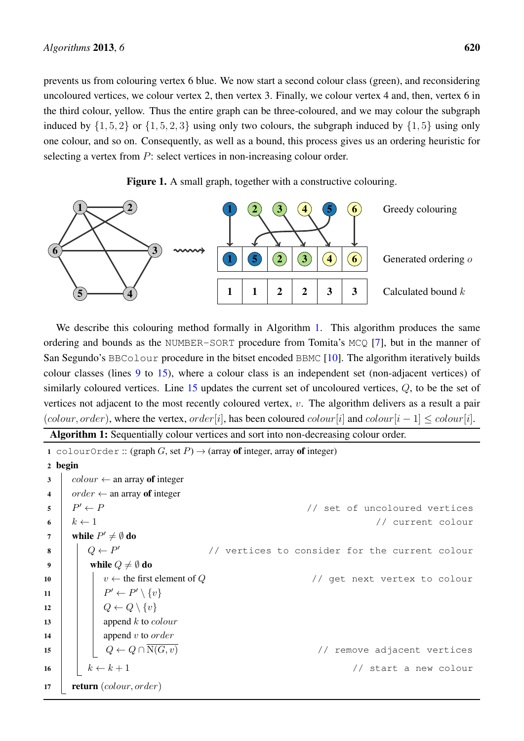prevents us from colouring vertex 6 blue. We now start a second colour class (green), and reconsidering uncoloured vertices, we colour vertex 2, then vertex 3. Finally, we colour vertex 4 and, then, vertex 6 in the third colour, yellow. Thus the entire graph can be three-coloured, and we may colour the subgraph induced by $\{1, 5, 2\}$ or $\{1, 5, 2, 3\}$ using only two colours, the subgraph induced by $\{1, 5\}$ using only one colour, and so on. Consequently, as well as a bound, this process gives us an ordering heuristic for selecting a vertex from $P$: select vertices in non-increasing colour order.

**Figure 1.** A small graph, together with a constructive colouring.

Greedy colouring: 1, 2, 3, 4, 5, 6

| | | | | | | |
|---|---|---|---|---|---|---|
| Generated ordering $o$ | 1 | 5 | 2 | 3 | 4 | 6 |
| Calculated bound $k$ | 1 | 1 | 2 | 2 | 3 | 3 |

We describe this colouring method formally in Algorithm 1. This algorithm produces the same ordering and bounds as the `NUMBER-SORT` procedure from Tomita's `MCQ` [7], but in the manner of San Segundo's `BBColour` procedure in the bitset encoded `BBMC` [10]. The algorithm iteratively builds colour classes (lines 9 to 15), where a colour class is an independent set (non-adjacent vertices) of similarly coloured vertices. Line 15 updates the current set of uncoloured vertices, $Q$, to be the set of vertices not adjacent to the most recently coloured vertex, $v$. The algorithm delivers as a result a pair $(colour, order)$, where the vertex, $order[i]$, has been coloured $colour[i]$ and $colour[i-1] \leq colour[i]$.

**Algorithm 1:** Sequentially colour vertices and sort into non-decreasing colour order.

```
1  colourOrder :: (graph G, set P) → (array of integer, array of integer)
2  begin
3    colour ← an array of integer
4    order ← an array of integer
5    P' ← P                                          // set of uncoloured vertices
6    k ← 1                                           // current colour
7    while P' ≠ ∅ do
8      Q ← P'                     // vertices to consider for the current colour
9      while Q ≠ ∅ do
10       v ← the first element of Q                   // get next vertex to colour
11       P' ← P' \ {v}
12       Q ← Q \ {v}
13       append k to colour
14       append v to order
15       Q ← Q ∩ N̄(G, v)                              // remove adjacent vertices
16     k ← k + 1                                     // start a new colour
17   return (colour, order)
```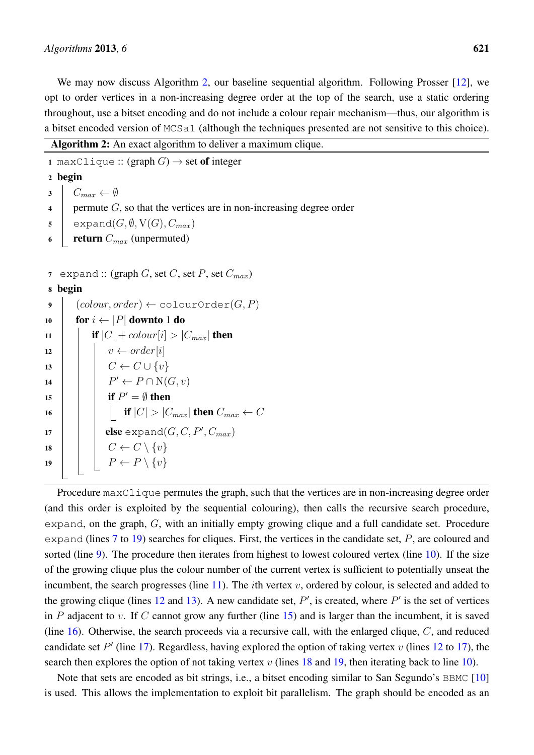We may now discuss Algorithm 2, our baseline sequential algorithm. Following Prosser [12], we opt to order vertices in a non-increasing degree order at the top of the search, use a static ordering throughout, use a bitset encoding and do not include a colour repair mechanism—thus, our algorithm is a bitset encoded version of `MCSa1` (although the techniques presented are not sensitive to this choice).

**Algorithm 2:** An exact algorithm to deliver a maximum clique.

```
 1 maxClique :: (graph G) → set of integer
 2 begin
 3     C_max ← ∅
 4     permute G, so that the vertices are in non-increasing degree order
 5     expand(G, ∅, V(G), C_max)
 6     return C_max (unpermuted)

 7 expand :: (graph G, set C, set P, set C_max)
 8 begin
 9     (colour, order) ← colourOrder(G, P)
10     for i ← |P| downto 1 do
11         if |C| + colour[i] > |C_max| then
12             v ← order[i]
13             C ← C ∪ {v}
14             P' ← P ∩ N(G, v)
15             if P' = ∅ then
16                 if |C| > |C_max| then C_max ← C
17             else expand(G, C, P', C_max)
18             C ← C \ {v}
19             P ← P \ {v}
```

Procedure `maxClique` permutes the graph, such that the vertices are in non-increasing degree order (and this order is exploited by the sequential colouring), then calls the recursive search procedure, `expand`, on the graph, $G$, with an initially empty growing clique and a full candidate set. Procedure `expand` (lines 7 to 19) searches for cliques. First, the vertices in the candidate set, $P$, are coloured and sorted (line 9). The procedure then iterates from highest to lowest coloured vertex (line 10). If the size of the growing clique plus the colour number of the current vertex is sufficient to potentially unseat the incumbent, the search progresses (line 11). The $i$th vertex $v$, ordered by colour, is selected and added to the growing clique (lines 12 and 13). A new candidate set, $P'$, is created, where $P'$ is the set of vertices in $P$ adjacent to $v$. If $C$ cannot grow any further (line 15) and is larger than the incumbent, it is saved (line 16). Otherwise, the search proceeds via a recursive call, with the enlarged clique, $C$, and reduced candidate set $P'$ (line 17). Regardless, having explored the option of taking vertex $v$ (lines 12 to 17), the search then explores the option of not taking vertex $v$ (lines 18 and 19, then iterating back to line 10).

Note that sets are encoded as bit strings, i.e., a bitset encoding similar to San Segundo's `BBMC` [10] is used. This allows the implementation to exploit bit parallelism. The graph should be encoded as an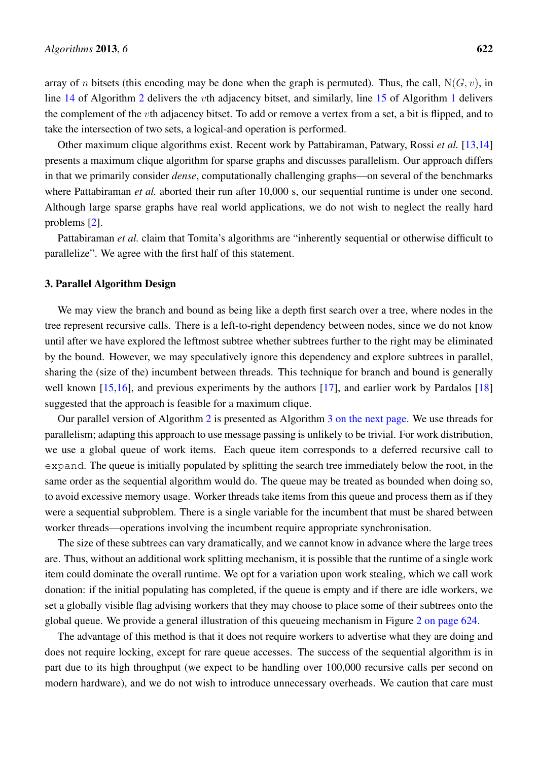array of $n$ bitsets (this encoding may be done when the graph is permuted). Thus, the call, $\mathrm{N}(G, v)$, in line 14 of Algorithm 2 delivers the $v$th adjacency bitset, and similarly, line 15 of Algorithm 1 delivers the complement of the $v$th adjacency bitset. To add or remove a vertex from a set, a bit is flipped, and to take the intersection of two sets, a logical-and operation is performed.

Other maximum clique algorithms exist. Recent work by Pattabiraman, Patwary, Rossi *et al.* [13,14] presents a maximum clique algorithm for sparse graphs and discusses parallelism. Our approach differs in that we primarily consider *dense*, computationally challenging graphs—on several of the benchmarks where Pattabiraman *et al.* aborted their run after 10,000 s, our sequential runtime is under one second. Although large sparse graphs have real world applications, we do not wish to neglect the really hard problems [2].

Pattabiraman *et al.* claim that Tomita's algorithms are "inherently sequential or otherwise difficult to parallelize". We agree with the first half of this statement.

## 3. Parallel Algorithm Design

We may view the branch and bound as being like a depth first search over a tree, where nodes in the tree represent recursive calls. There is a left-to-right dependency between nodes, since we do not know until after we have explored the leftmost subtree whether subtrees further to the right may be eliminated by the bound. However, we may speculatively ignore this dependency and explore subtrees in parallel, sharing the (size of the) incumbent between threads. This technique for branch and bound is generally well known [15,16], and previous experiments by the authors [17], and earlier work by Pardalos [18] suggested that the approach is feasible for a maximum clique.

Our parallel version of Algorithm 2 is presented as Algorithm 3 on the next page. We use threads for parallelism; adapting this approach to use message passing is unlikely to be trivial. For work distribution, we use a global queue of work items. Each queue item corresponds to a deferred recursive call to `expand`. The queue is initially populated by splitting the search tree immediately below the root, in the same order as the sequential algorithm would do. The queue may be treated as bounded when doing so, to avoid excessive memory usage. Worker threads take items from this queue and process them as if they were a sequential subproblem. There is a single variable for the incumbent that must be shared between worker threads—operations involving the incumbent require appropriate synchronisation.

The size of these subtrees can vary dramatically, and we cannot know in advance where the large trees are. Thus, without an additional work splitting mechanism, it is possible that the runtime of a single work item could dominate the overall runtime. We opt for a variation upon work stealing, which we call work donation: if the initial populating has completed, if the queue is empty and if there are idle workers, we set a globally visible flag advising workers that they may choose to place some of their subtrees onto the global queue. We provide a general illustration of this queueing mechanism in Figure 2 on page 624.

The advantage of this method is that it does not require workers to advertise what they are doing and does not require locking, except for rare queue accesses. The success of the sequential algorithm is in part due to its high throughput (we expect to be handling over 100,000 recursive calls per second on modern hardware), and we do not wish to introduce unnecessary overheads. We caution that care must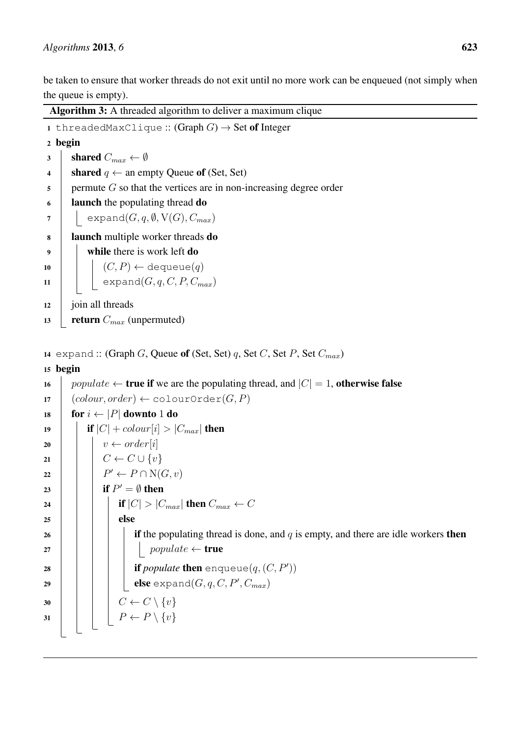be taken to ensure that worker threads do not exit until no more work can be enqueued (not simply when the queue is empty).

**Algorithm 3:** A threaded algorithm to deliver a maximum clique

```
1  threadedMaxClique :: (Graph G) → Set of Integer
2  begin
3      shared C_max ← ∅
4      shared q ← an empty Queue of (Set, Set)
5      permute G so that the vertices are in non-increasing degree order
6      launch the populating thread do
7          expand(G, q, ∅, V(G), C_max)
8      launch multiple worker threads do
9          while there is work left do
10             (C, P) ← dequeue(q)
11             expand(G, q, C, P, C_max)
12     join all threads
13     return C_max (unpermuted)

14 expand :: (Graph G, Queue of (Set, Set) q, Set C, Set P, Set C_max)
15 begin
16     populate ← true if we are the populating thread, and |C| = 1, otherwise false
17     (colour, order) ← colourOrder(G, P)
18     for i ← |P| downto 1 do
19         if |C| + colour[i] > |C_max| then
20             v ← order[i]
21             C ← C ∪ {v}
22             P' ← P ∩ N(G, v)
23             if P' = ∅ then
24                 if |C| > |C_max| then C_max ← C
25             else
26                 if the populating thread is done, and q is empty, and there are idle workers then
27                     populate ← true
28                 if populate then enqueue(q, (C, P'))
29                 else expand(G, q, C, P', C_max)
30             C ← C \ {v}
31             P ← P \ {v}
```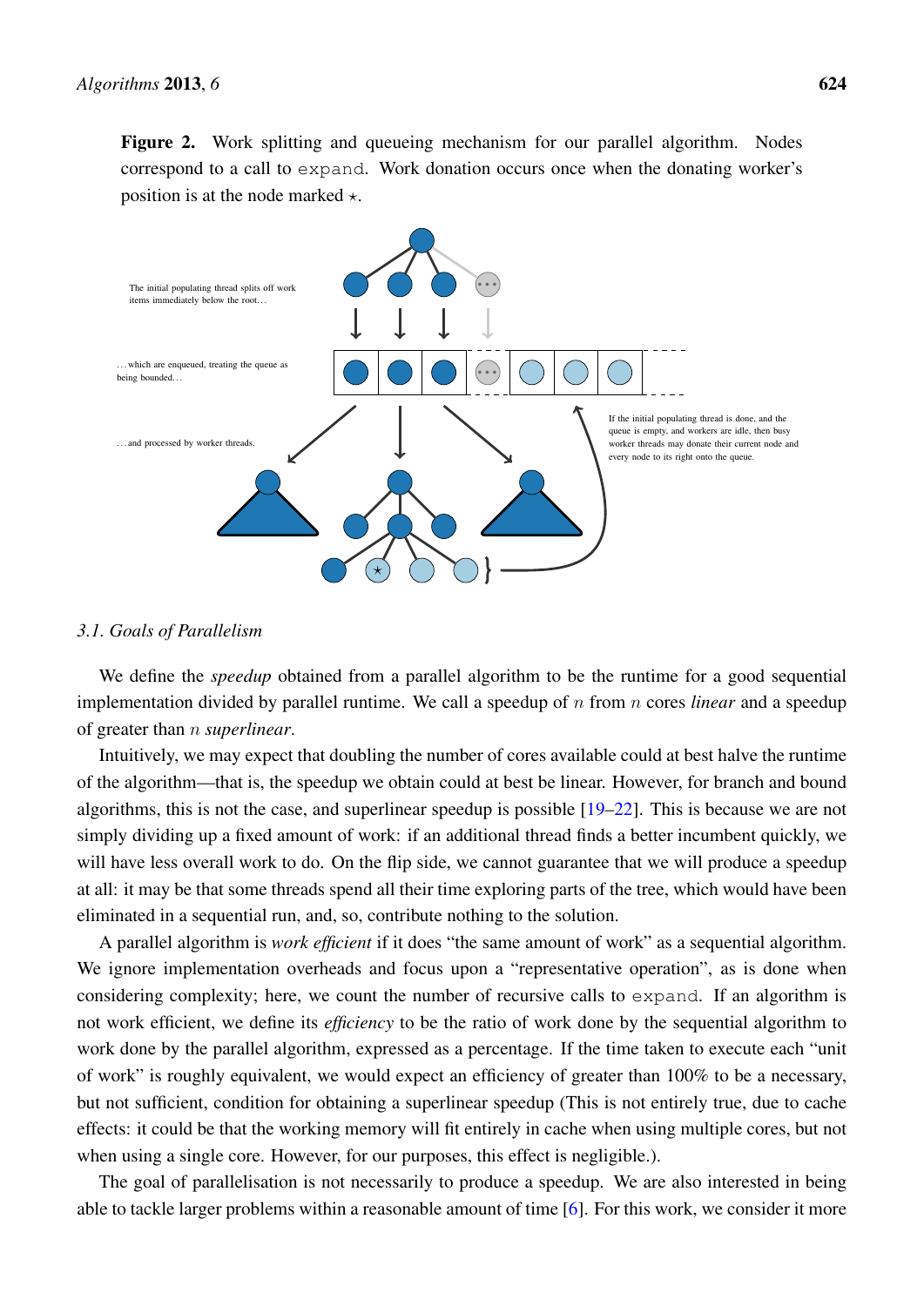**Figure 2.** Work splitting and queueing mechanism for our parallel algorithm. Nodes correspond to a call to `expand`. Work donation occurs once when the donating worker's position is at the node marked $\star$.

The initial populating thread splits off work items immediately below the root…

…which are enqueued, treating the queue as being bounded…

…and processed by worker threads.

If the initial populating thread is done, and the queue is empty, and workers are idle, then busy worker threads may donate their current node and every node to its right onto the queue.

### 3.1. Goals of Parallelism

We define the *speedup* obtained from a parallel algorithm to be the runtime for a good sequential implementation divided by parallel runtime. We call a speedup of $n$ from $n$ cores *linear* and a speedup of greater than $n$ *superlinear*.

Intuitively, we may expect that doubling the number of cores available could at best halve the runtime of the algorithm—that is, the speedup we obtain could at best be linear. However, for branch and bound algorithms, this is not the case, and superlinear speedup is possible [19–22]. This is because we are not simply dividing up a fixed amount of work: if an additional thread finds a better incumbent quickly, we will have less overall work to do. On the flip side, we cannot guarantee that we will produce a speedup at all: it may be that some threads spend all their time exploring parts of the tree, which would have been eliminated in a sequential run, and, so, contribute nothing to the solution.

A parallel algorithm is *work efficient* if it does "the same amount of work" as a sequential algorithm. We ignore implementation overheads and focus upon a "representative operation", as is done when considering complexity; here, we count the number of recursive calls to `expand`. If an algorithm is not work efficient, we define its *efficiency* to be the ratio of work done by the sequential algorithm to work done by the parallel algorithm, expressed as a percentage. If the time taken to execute each "unit of work" is roughly equivalent, we would expect an efficiency of greater than 100% to be a necessary, but not sufficient, condition for obtaining a superlinear speedup (This is not entirely true, due to cache effects: it could be that the working memory will fit entirely in cache when using multiple cores, but not when using a single core. However, for our purposes, this effect is negligible.).

The goal of parallelisation is not necessarily to produce a speedup. We are also interested in being able to tackle larger problems within a reasonable amount of time [6]. For this work, we consider it more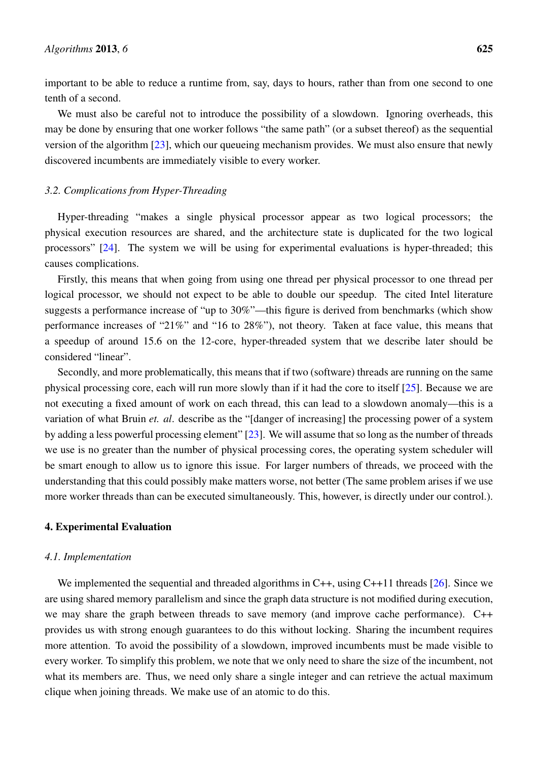important to be able to reduce a runtime from, say, days to hours, rather than from one second to one tenth of a second.

We must also be careful not to introduce the possibility of a slowdown. Ignoring overheads, this may be done by ensuring that one worker follows "the same path" (or a subset thereof) as the sequential version of the algorithm [23], which our queueing mechanism provides. We must also ensure that newly discovered incumbents are immediately visible to every worker.

### *3.2. Complications from Hyper-Threading*

Hyper-threading "makes a single physical processor appear as two logical processors; the physical execution resources are shared, and the architecture state is duplicated for the two logical processors" [24]. The system we will be using for experimental evaluations is hyper-threaded; this causes complications.

Firstly, this means that when going from using one thread per physical processor to one thread per logical processor, we should not expect to be able to double our speedup. The cited Intel literature suggests a performance increase of "up to 30%"—this figure is derived from benchmarks (which show performance increases of "21%" and "16 to 28%"), not theory. Taken at face value, this means that a speedup of around 15.6 on the 12-core, hyper-threaded system that we describe later should be considered "linear".

Secondly, and more problematically, this means that if two (software) threads are running on the same physical processing core, each will run more slowly than if it had the core to itself [25]. Because we are not executing a fixed amount of work on each thread, this can lead to a slowdown anomaly—this is a variation of what Bruin *et. al*. describe as the "[danger of increasing] the processing power of a system by adding a less powerful processing element" [23]. We will assume that so long as the number of threads we use is no greater than the number of physical processing cores, the operating system scheduler will be smart enough to allow us to ignore this issue. For larger numbers of threads, we proceed with the understanding that this could possibly make matters worse, not better (The same problem arises if we use more worker threads than can be executed simultaneously. This, however, is directly under our control.).

## 4. Experimental Evaluation

### *4.1. Implementation*

We implemented the sequential and threaded algorithms in C++, using C++11 threads [26]. Since we are using shared memory parallelism and since the graph data structure is not modified during execution, we may share the graph between threads to save memory (and improve cache performance). C++ provides us with strong enough guarantees to do this without locking. Sharing the incumbent requires more attention. To avoid the possibility of a slowdown, improved incumbents must be made visible to every worker. To simplify this problem, we note that we only need to share the size of the incumbent, not what its members are. Thus, we need only share a single integer and can retrieve the actual maximum clique when joining threads. We make use of an atomic to do this.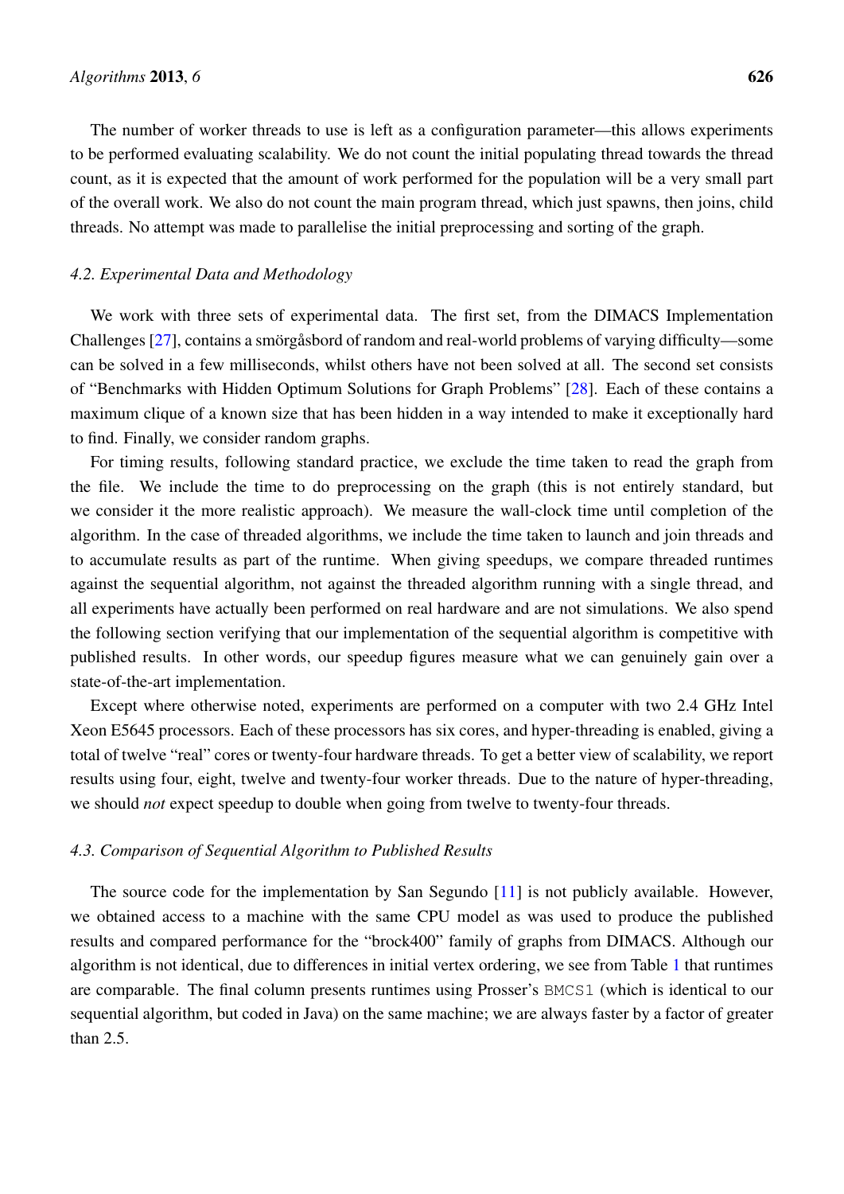The number of worker threads to use is left as a configuration parameter—this allows experiments to be performed evaluating scalability. We do not count the initial populating thread towards the thread count, as it is expected that the amount of work performed for the population will be a very small part of the overall work. We also do not count the main program thread, which just spawns, then joins, child threads. No attempt was made to parallelise the initial preprocessing and sorting of the graph.

### 4.2. Experimental Data and Methodology

We work with three sets of experimental data. The first set, from the DIMACS Implementation Challenges [27], contains a smörgåsbord of random and real-world problems of varying difficulty—some can be solved in a few milliseconds, whilst others have not been solved at all. The second set consists of "Benchmarks with Hidden Optimum Solutions for Graph Problems" [28]. Each of these contains a maximum clique of a known size that has been hidden in a way intended to make it exceptionally hard to find. Finally, we consider random graphs.

For timing results, following standard practice, we exclude the time taken to read the graph from the file. We include the time to do preprocessing on the graph (this is not entirely standard, but we consider it the more realistic approach). We measure the wall-clock time until completion of the algorithm. In the case of threaded algorithms, we include the time taken to launch and join threads and to accumulate results as part of the runtime. When giving speedups, we compare threaded runtimes against the sequential algorithm, not against the threaded algorithm running with a single thread, and all experiments have actually been performed on real hardware and are not simulations. We also spend the following section verifying that our implementation of the sequential algorithm is competitive with published results. In other words, our speedup figures measure what we can genuinely gain over a state-of-the-art implementation.

Except where otherwise noted, experiments are performed on a computer with two 2.4 GHz Intel Xeon E5645 processors. Each of these processors has six cores, and hyper-threading is enabled, giving a total of twelve "real" cores or twenty-four hardware threads. To get a better view of scalability, we report results using four, eight, twelve and twenty-four worker threads. Due to the nature of hyper-threading, we should *not* expect speedup to double when going from twelve to twenty-four threads.

### 4.3. Comparison of Sequential Algorithm to Published Results

The source code for the implementation by San Segundo [11] is not publicly available. However, we obtained access to a machine with the same CPU model as was used to produce the published results and compared performance for the "brock400" family of graphs from DIMACS. Although our algorithm is not identical, due to differences in initial vertex ordering, we see from Table 1 that runtimes are comparable. The final column presents runtimes using Prosser's `BMCS1` (which is identical to our sequential algorithm, but coded in Java) on the same machine; we are always faster by a factor of greater than 2.5.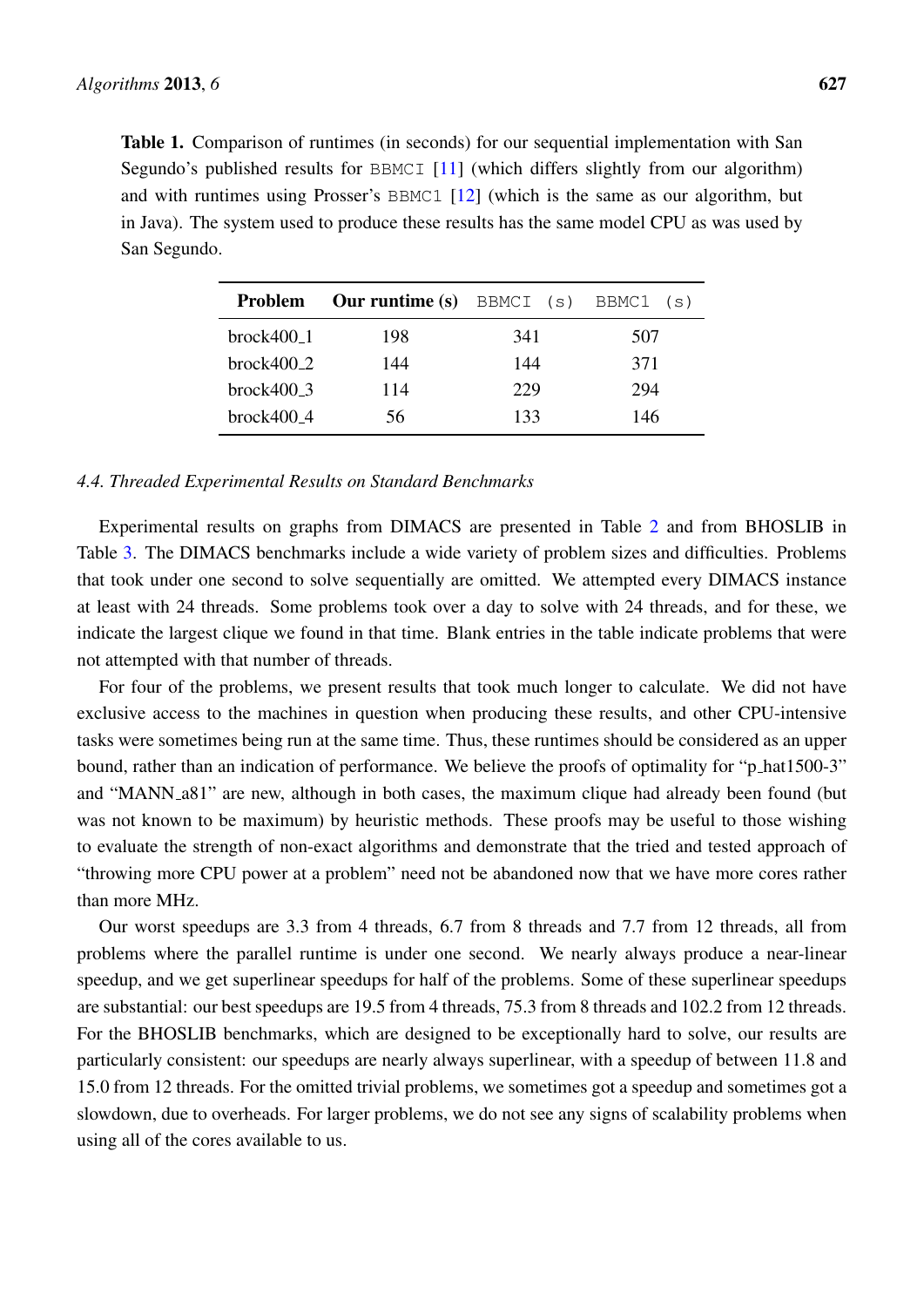**Table 1.** Comparison of runtimes (in seconds) for our sequential implementation with San Segundo's published results for `BBMCI` [11] (which differs slightly from our algorithm) and with runtimes using Prosser's `BBMC1` [12] (which is the same as our algorithm, but in Java). The system used to produce these results has the same model CPU as was used by San Segundo.

| Problem | Our runtime (s) | `BBMCI (s)` | `BBMC1 (s)` |
|---|---|---|---|
| brock400_1 | 198 | 341 | 507 |
| brock400_2 | 144 | 144 | 371 |
| brock400_3 | 114 | 229 | 294 |
| brock400_4 | 56 | 133 | 146 |

### *4.4. Threaded Experimental Results on Standard Benchmarks*

Experimental results on graphs from DIMACS are presented in Table 2 and from BHOSLIB in Table 3. The DIMACS benchmarks include a wide variety of problem sizes and difficulties. Problems that took under one second to solve sequentially are omitted. We attempted every DIMACS instance at least with 24 threads. Some problems took over a day to solve with 24 threads, and for these, we indicate the largest clique we found in that time. Blank entries in the table indicate problems that were not attempted with that number of threads.

For four of the problems, we present results that took much longer to calculate. We did not have exclusive access to the machines in question when producing these results, and other CPU-intensive tasks were sometimes being run at the same time. Thus, these runtimes should be considered as an upper bound, rather than an indication of performance. We believe the proofs of optimality for "p_hat1500-3" and "MANN_a81" are new, although in both cases, the maximum clique had already been found (but was not known to be maximum) by heuristic methods. These proofs may be useful to those wishing to evaluate the strength of non-exact algorithms and demonstrate that the tried and tested approach of "throwing more CPU power at a problem" need not be abandoned now that we have more cores rather than more MHz.

Our worst speedups are 3.3 from 4 threads, 6.7 from 8 threads and 7.7 from 12 threads, all from problems where the parallel runtime is under one second. We nearly always produce a near-linear speedup, and we get superlinear speedups for half of the problems. Some of these superlinear speedups are substantial: our best speedups are 19.5 from 4 threads, 75.3 from 8 threads and 102.2 from 12 threads. For the BHOSLIB benchmarks, which are designed to be exceptionally hard to solve, our results are particularly consistent: our speedups are nearly always superlinear, with a speedup of between 11.8 and 15.0 from 12 threads. For the omitted trivial problems, we sometimes got a speedup and sometimes got a slowdown, due to overheads. For larger problems, we do not see any signs of scalability problems when using all of the cores available to us.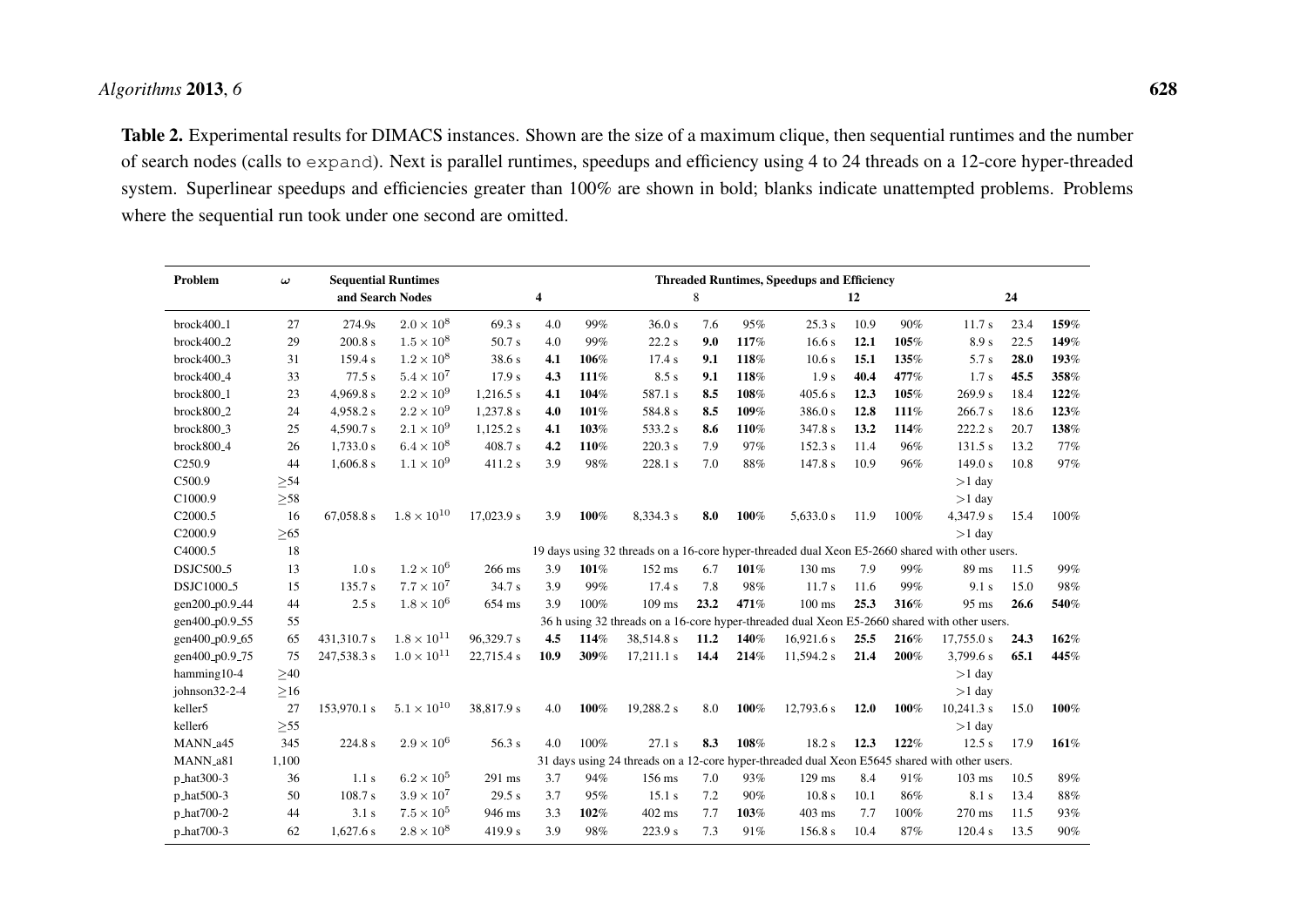**Table 2.** Experimental results for DIMACS instances. Shown are the size of a maximum clique, then sequential runtimes and the number of search nodes (calls to `expand`). Next is parallel runtimes, speedups and efficiency using 4 to 24 threads on a 12-core hyper-threaded system. Superlinear speedups and efficiencies greater than 100% are shown in bold; blanks indicate unattempted problems. Problems where the sequential run took under one second are omitted.

| Problem | $\omega$ | Sequential Runtimes and Search Nodes | | Threaded Runtimes, Speedups and Efficiency | | | | | | | | | | | |
|---|---|---|---|---|---|---|---|---|---|---|---|---|---|---|---|
| | | | | 4 | | | 8 | | | 12 | | | 24 | | |
| brock400_1 | 27 | 274.9s | $2.0 \times 10^8$ | 69.3 s | 4.0 | 99% | 36.0 s | 7.6 | 95% | 25.3 s | 10.9 | 90% | 11.7 s | 23.4 | **159%** |
| brock400_2 | 29 | 200.8 s | $1.5 \times 10^8$ | 50.7 s | 4.0 | 99% | 22.2 s | **9.0** | **117%** | 16.6 s | **12.1** | **105%** | 8.9 s | 22.5 | **149%** |
| brock400_3 | 31 | 159.4 s | $1.2 \times 10^8$ | 38.6 s | **4.1** | **106%** | 17.4 s | **9.1** | **118%** | 10.6 s | **15.1** | **135%** | 5.7 s | **28.0** | **193%** |
| brock400_4 | 33 | 77.5 s | $5.4 \times 10^7$ | 17.9 s | **4.3** | **111%** | 8.5 s | **9.1** | **118%** | 1.9 s | **40.4** | **477%** | 1.7 s | **45.5** | **358%** |
| brock800_1 | 23 | 4,969.8 s | $2.2 \times 10^9$ | 1,216.5 s | **4.1** | **104%** | 587.1 s | **8.5** | **108%** | 405.6 s | **12.3** | **105%** | 269.9 s | 18.4 | **122%** |
| brock800_2 | 24 | 4,958.2 s | $2.2 \times 10^9$ | 1,237.8 s | **4.0** | **101%** | 584.8 s | **8.5** | **109%** | 386.0 s | **12.8** | **111%** | 266.7 s | 18.6 | **123%** |
| brock800_3 | 25 | 4,590.7 s | $2.1 \times 10^9$ | 1,125.2 s | **4.1** | **103%** | 533.2 s | **8.6** | **110%** | 347.8 s | **13.2** | **114%** | 222.2 s | 20.7 | **138%** |
| brock800_4 | 26 | 1,733.0 s | $6.4 \times 10^8$ | 408.7 s | **4.2** | **110%** | 220.3 s | 7.9 | 97% | 152.3 s | 11.4 | 96% | 131.5 s | 13.2 | 77% |
| C250.9 | 44 | 1,606.8 s | $1.1 \times 10^9$ | 411.2 s | 3.9 | 98% | 228.1 s | 7.0 | 88% | 147.8 s | 10.9 | 96% | 149.0 s | 10.8 | 97% |
| C500.9 | $\geq$54 | | | | | | | | | | | | >1 day | | |
| C1000.9 | $\geq$58 | | | | | | | | | | | | >1 day | | |
| C2000.5 | 16 | 67,058.8 s | $1.8 \times 10^{10}$ | 17,023.9 s | 3.9 | **100%** | 8,334.3 s | **8.0** | **100%** | 5,633.0 s | 11.9 | 100% | 4,347.9 s | 15.4 | 100% |
| C2000.9 | $\geq$65 | | | | | | | | | | | | >1 day | | |
| C4000.5 | 18 | | | 19 days using 32 threads on a 16-core hyper-threaded dual Xeon E5-2660 shared with other users. | | | | | | | | | | | |
| DSJC500_5 | 13 | 1.0 s | $1.2 \times 10^6$ | 266 ms | 3.9 | **101%** | 152 ms | 6.7 | **101%** | 130 ms | 7.9 | 99% | 89 ms | 11.5 | 99% |
| DSJC1000_5 | 15 | 135.7 s | $7.7 \times 10^7$ | 34.7 s | 3.9 | 99% | 17.4 s | 7.8 | 98% | 11.7 s | 11.6 | 99% | 9.1 s | 15.0 | 98% |
| gen200_p0.9_44 | 44 | 2.5 s | $1.8 \times 10^6$ | 654 ms | 3.9 | 100% | 109 ms | **23.2** | **471%** | 100 ms | **25.3** | **316%** | 95 ms | **26.6** | **540%** |
| gen400_p0.9_55 | 55 | | | 36 h using 32 threads on a 16-core hyper-threaded dual Xeon E5-2660 shared with other users. | | | | | | | | | | | |
| gen400_p0.9_65 | 65 | 431,310.7 s | $1.8 \times 10^{11}$ | 96,329.7 s | **4.5** | **114%** | 38,514.8 s | **11.2** | **140%** | 16,921.6 s | **25.5** | **216%** | 17,755.0 s | **24.3** | **162%** |
| gen400_p0.9_75 | 75 | 247,538.3 s | $1.0 \times 10^{11}$ | 22,715.4 s | **10.9** | **309%** | 17,211.1 s | **14.4** | **214%** | 11,594.2 s | **21.4** | **200%** | 3,799.6 s | **65.1** | **445%** |
| hamming10-4 | $\geq$40 | | | | | | | | | | | | >1 day | | |
| johnson32-2-4 | $\geq$16 | | | | | | | | | | | | >1 day | | |
| keller5 | 27 | 153,970.1 s | $5.1 \times 10^{10}$ | 38,817.9 s | 4.0 | **100%** | 19,288.2 s | 8.0 | **100%** | 12,793.6 s | **12.0** | **100%** | 10,241.3 s | 15.0 | **100%** |
| keller6 | $\geq$55 | | | | | | | | | | | | >1 day | | |
| MANN_a45 | 345 | 224.8 s | $2.9 \times 10^6$ | 56.3 s | 4.0 | 100% | 27.1 s | **8.3** | **108%** | 18.2 s | **12.3** | **122%** | 12.5 s | 17.9 | **161%** |
| MANN_a81 | 1,100 | | | 31 days using 24 threads on a 12-core hyper-threaded dual Xeon E5645 shared with other users. | | | | | | | | | | | |
| p_hat300-3 | 36 | 1.1 s | $6.2 \times 10^5$ | 291 ms | 3.7 | 94% | 156 ms | 7.0 | 93% | 129 ms | 8.4 | 91% | 103 ms | 10.5 | 89% |
| p_hat500-3 | 50 | 108.7 s | $3.9 \times 10^7$ | 29.5 s | 3.7 | 95% | 15.1 s | 7.2 | 90% | 10.8 s | 10.1 | 86% | 8.1 s | 13.4 | 88% |
| p_hat700-2 | 44 | 3.1 s | $7.5 \times 10^5$ | 946 ms | 3.3 | **102%** | 402 ms | 7.7 | **103%** | 403 ms | 7.7 | 100% | 270 ms | 11.5 | 93% |
| p_hat700-3 | 62 | 1,627.6 s | $2.8 \times 10^8$ | 419.9 s | 3.9 | 98% | 223.9 s | 7.3 | 91% | 156.8 s | 10.4 | 87% | 120.4 s | 13.5 | 90% |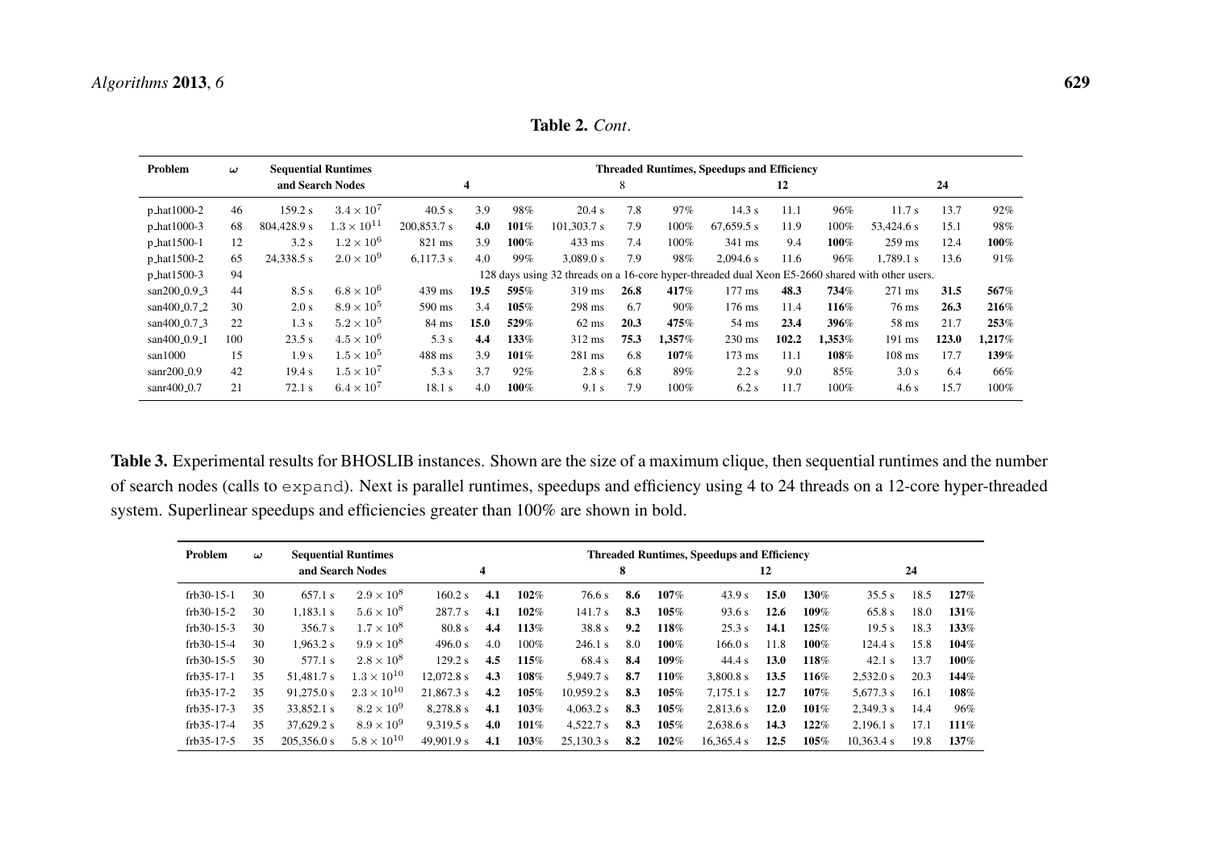**Table 2.** *Cont.*

| Problem | $\omega$ | Sequential Runtimes and Search Nodes | | Threaded Runtimes, Speedups and Efficiency | | | | | | | | | | | |
|---|---|---|---|---|---|---|---|---|---|---|---|---|---|---|---|
| | | | | 4 | | | 8 | | | 12 | | | 24 | | |
| p_hat1000-2 | 46 | 159.2 s | $3.4 \times 10^7$ | 40.5 s | 3.9 | 98% | 20.4 s | 7.8 | 97% | 14.3 s | 11.1 | 96% | 11.7 s | 13.7 | 92% |
| p_hat1000-3 | 68 | 804,428.9 s | $1.3 \times 10^{11}$ | 200,853.7 s | **4.0** | **101%** | 101,303.7 s | 7.9 | 100% | 67,659.5 s | 11.9 | 100% | 53,424.6 s | 15.1 | 98% |
| p_hat1500-1 | 12 | 3.2 s | $1.2 \times 10^6$ | 821 ms | 3.9 | **100%** | 433 ms | 7.4 | 100% | 341 ms | 9.4 | **100%** | 259 ms | 12.4 | **100%** |
| p_hat1500-2 | 65 | 24,338.5 s | $2.0 \times 10^9$ | 6,117.3 s | 4.0 | 99% | 3,089.0 s | 7.9 | 98% | 2,094.6 s | 11.6 | 96% | 1,789.1 s | 13.6 | 91% |
| p_hat1500-3 | 94 | | | 128 days using 32 threads on a 16-core hyper-threaded dual Xeon E5-2660 shared with other users. | | | | | | | | | | | |
| san200_0.9_3 | 44 | 8.5 s | $6.8 \times 10^6$ | 439 ms | **19.5** | **595%** | 319 ms | **26.8** | **417%** | 177 ms | **48.3** | **734%** | 271 ms | **31.5** | **567%** |
| san400_0.7_2 | 30 | 2.0 s | $8.9 \times 10^5$ | 590 ms | 3.4 | **105%** | 298 ms | 6.7 | 90% | 176 ms | 11.4 | **116%** | 76 ms | **26.3** | **216%** |
| san400_0.7_3 | 22 | 1.3 s | $5.2 \times 10^5$ | 84 ms | **15.0** | **529%** | 62 ms | **20.3** | **475%** | 54 ms | **23.4** | **396%** | 58 ms | 21.7 | **253%** |
| san400_0.9_1 | 100 | 23.5 s | $4.5 \times 10^6$ | 5.3 s | **4.4** | **133%** | 312 ms | **75.3** | **1,357%** | 230 ms | **102.2** | **1,353%** | 191 ms | **123.0** | **1,217%** |
| san1000 | 15 | 1.9 s | $1.5 \times 10^5$ | 488 ms | 3.9 | **101%** | 281 ms | 6.8 | **107%** | 173 ms | 11.1 | **108%** | 108 ms | 17.7 | **139%** |
| sanr200_0.9 | 42 | 19.4 s | $1.5 \times 10^7$ | 5.3 s | 3.7 | 92% | 2.8 s | 6.8 | 89% | 2.2 s | 9.0 | 85% | 3.0 s | 6.4 | 66% |
| sanr400_0.7 | 21 | 72.1 s | $6.4 \times 10^7$ | 18.1 s | 4.0 | **100%** | 9.1 s | 7.9 | 100% | 6.2 s | 11.7 | 100% | 4.6 s | 15.7 | 100% |

**Table 3.** Experimental results for BHOSLIB instances. Shown are the size of a maximum clique, then sequential runtimes and the number of search nodes (calls to `expand`). Next is parallel runtimes, speedups and efficiency using 4 to 24 threads on a 12-core hyper-threaded system. Superlinear speedups and efficiencies greater than 100% are shown in bold.

| Problem | $\omega$ | Sequential Runtimes and Search Nodes | | Threaded Runtimes, Speedups and Efficiency | | | | | | | | | | | |
|---|---|---|---|---|---|---|---|---|---|---|---|---|---|---|---|
| | | | | 4 | | | 8 | | | 12 | | | 24 | | |
| frb30-15-1 | 30 | 657.1 s | $2.9 \times 10^8$ | 160.2 s | **4.1** | **102%** | 76.6 s | **8.6** | **107%** | 43.9 s | **15.0** | **130%** | 35.5 s | 18.5 | **127%** |
| frb30-15-2 | 30 | 1,183.1 s | $5.6 \times 10^8$ | 287.7 s | **4.1** | **102%** | 141.7 s | **8.3** | **105%** | 93.6 s | **12.6** | **109%** | 65.8 s | 18.0 | **131%** |
| frb30-15-3 | 30 | 356.7 s | $1.7 \times 10^8$ | 80.8 s | **4.4** | **113%** | 38.8 s | **9.2** | **118%** | 25.3 s | **14.1** | **125%** | 19.5 s | 18.3 | **133%** |
| frb30-15-4 | 30 | 1,963.2 s | $9.9 \times 10^8$ | 496.0 s | 4.0 | 100% | 246.1 s | 8.0 | **100%** | 166.0 s | 11.8 | **100%** | 124.4 s | 15.8 | **104%** |
| frb30-15-5 | 30 | 577.1 s | $2.8 \times 10^8$ | 129.2 s | **4.5** | **115%** | 68.4 s | **8.4** | **109%** | 44.4 s | **13.0** | **118%** | 42.1 s | 13.7 | **100%** |
| frb35-17-1 | 35 | 51,481.7 s | $1.3 \times 10^{10}$ | 12,072.8 s | **4.3** | **108%** | 5,949.7 s | **8.7** | **110%** | 3,800.8 s | **13.5** | **116%** | 2,532.0 s | 20.3 | **144%** |
| frb35-17-2 | 35 | 91,275.0 s | $2.3 \times 10^{10}$ | 21,867.3 s | **4.2** | **105%** | 10,959.2 s | **8.3** | **105%** | 7,175.1 s | **12.7** | **107%** | 5,677.3 s | 16.1 | **108%** |
| frb35-17-3 | 35 | 33,852.1 s | $8.2 \times 10^9$ | 8,278.8 s | **4.1** | **103%** | 4,063.2 s | **8.3** | **105%** | 2,813.6 s | **12.0** | **101%** | 2,349.3 s | 14.4 | 96% |
| frb35-17-4 | 35 | 37,629.2 s | $8.9 \times 10^9$ | 9,319.5 s | **4.0** | **101%** | 4,522.7 s | **8.3** | **105%** | 2,638.6 s | **14.3** | **122%** | 2,196.1 s | 17.1 | **111%** |
| frb35-17-5 | 35 | 205,356.0 s | $5.8 \times 10^{10}$ | 49,901.9 s | **4.1** | **103%** | 25,130.3 s | **8.2** | **102%** | 16,365.4 s | **12.5** | **105%** | 10,363.4 s | 19.8 | **137%** |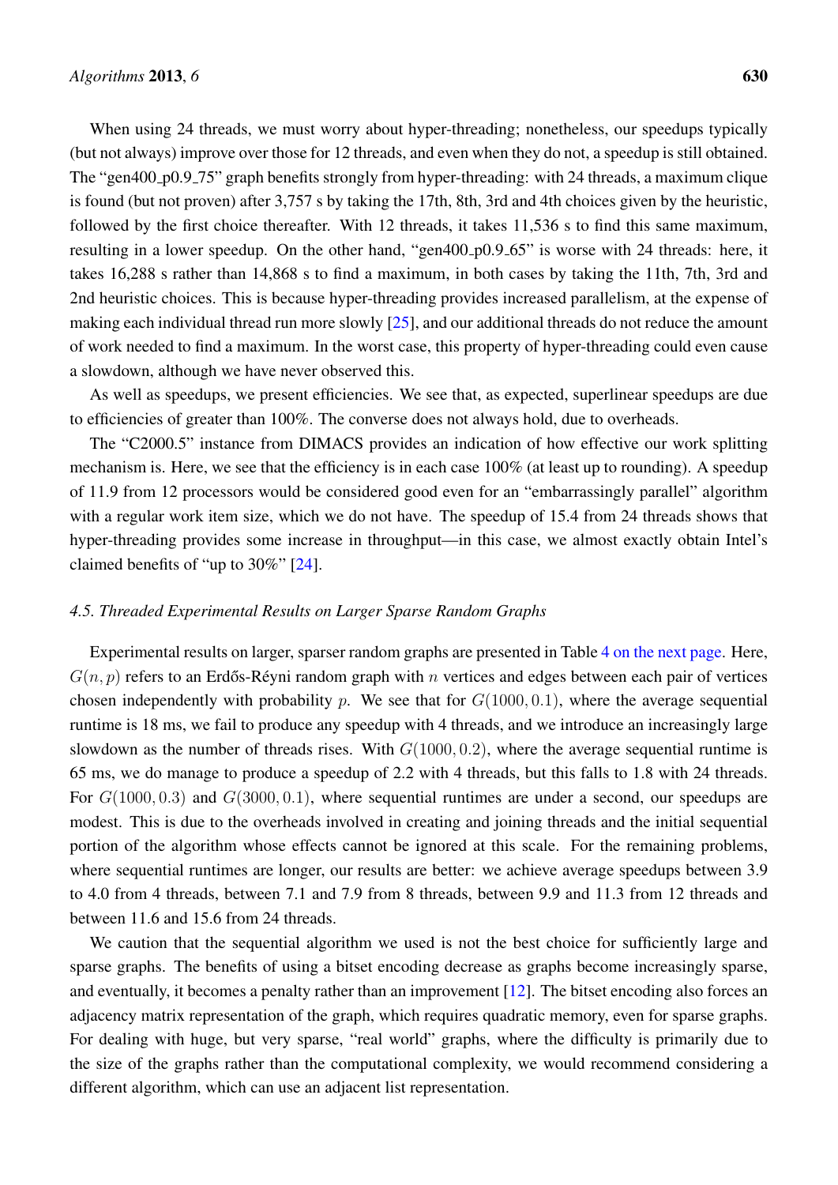When using 24 threads, we must worry about hyper-threading; nonetheless, our speedups typically (but not always) improve over those for 12 threads, and even when they do not, a speedup is still obtained. The "gen400_p0.9_75" graph benefits strongly from hyper-threading: with 24 threads, a maximum clique is found (but not proven) after 3,757 s by taking the 17th, 8th, 3rd and 4th choices given by the heuristic, followed by the first choice thereafter. With 12 threads, it takes 11,536 s to find this same maximum, resulting in a lower speedup. On the other hand, "gen400_p0.9_65" is worse with 24 threads: here, it takes 16,288 s rather than 14,868 s to find a maximum, in both cases by taking the 11th, 7th, 3rd and 2nd heuristic choices. This is because hyper-threading provides increased parallelism, at the expense of making each individual thread run more slowly [25], and our additional threads do not reduce the amount of work needed to find a maximum. In the worst case, this property of hyper-threading could even cause a slowdown, although we have never observed this.

As well as speedups, we present efficiencies. We see that, as expected, superlinear speedups are due to efficiencies of greater than 100%. The converse does not always hold, due to overheads.

The "C2000.5" instance from DIMACS provides an indication of how effective our work splitting mechanism is. Here, we see that the efficiency is in each case 100% (at least up to rounding). A speedup of 11.9 from 12 processors would be considered good even for an "embarrassingly parallel" algorithm with a regular work item size, which we do not have. The speedup of 15.4 from 24 threads shows that hyper-threading provides some increase in throughput—in this case, we almost exactly obtain Intel's claimed benefits of "up to 30%" [24].

### 4.5. Threaded Experimental Results on Larger Sparse Random Graphs

Experimental results on larger, sparser random graphs are presented in Table 4 on the next page. Here, $G(n, p)$ refers to an Erdős-Réyni random graph with $n$ vertices and edges between each pair of vertices chosen independently with probability $p$. We see that for $G(1000, 0.1)$, where the average sequential runtime is 18 ms, we fail to produce any speedup with 4 threads, and we introduce an increasingly large slowdown as the number of threads rises. With $G(1000, 0.2)$, where the average sequential runtime is 65 ms, we do manage to produce a speedup of 2.2 with 4 threads, but this falls to 1.8 with 24 threads. For $G(1000, 0.3)$ and $G(3000, 0.1)$, where sequential runtimes are under a second, our speedups are modest. This is due to the overheads involved in creating and joining threads and the initial sequential portion of the algorithm whose effects cannot be ignored at this scale. For the remaining problems, where sequential runtimes are longer, our results are better: we achieve average speedups between 3.9 to 4.0 from 4 threads, between 7.1 and 7.9 from 8 threads, between 9.9 and 11.3 from 12 threads and between 11.6 and 15.6 from 24 threads.

We caution that the sequential algorithm we used is not the best choice for sufficiently large and sparse graphs. The benefits of using a bitset encoding decrease as graphs become increasingly sparse, and eventually, it becomes a penalty rather than an improvement [12]. The bitset encoding also forces an adjacency matrix representation of the graph, which requires quadratic memory, even for sparse graphs. For dealing with huge, but very sparse, "real world" graphs, where the difficulty is primarily due to the size of the graphs rather than the computational complexity, we would recommend considering a different algorithm, which can use an adjacent list representation.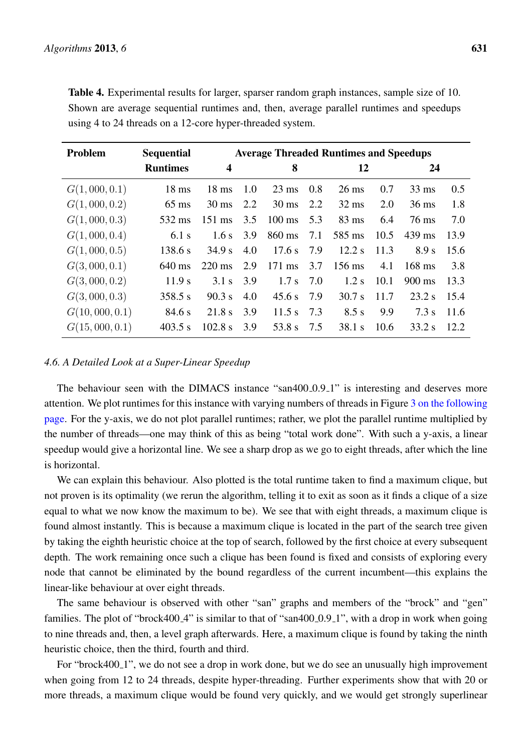**Table 4.** Experimental results for larger, sparser random graph instances, sample size of 10. Shown are average sequential runtimes and, then, average parallel runtimes and speedups using 4 to 24 threads on a 12-core hyper-threaded system.

| Problem | Sequential Runtimes | Average Threaded Runtimes and Speedups | | | | | | | |
|---|---|---|---|---|---|---|---|---|---|
| | | 4 | | 8 | | 12 | | 24 | |
| $G(1,000, 0.1)$ | 18 ms | 18 ms | 1.0 | 23 ms | 0.8 | 26 ms | 0.7 | 33 ms | 0.5 |
| $G(1,000, 0.2)$ | 65 ms | 30 ms | 2.2 | 30 ms | 2.2 | 32 ms | 2.0 | 36 ms | 1.8 |
| $G(1,000, 0.3)$ | 532 ms | 151 ms | 3.5 | 100 ms | 5.3 | 83 ms | 6.4 | 76 ms | 7.0 |
| $G(1,000, 0.4)$ | 6.1 s | 1.6 s | 3.9 | 860 ms | 7.1 | 585 ms | 10.5 | 439 ms | 13.9 |
| $G(1,000, 0.5)$ | 138.6 s | 34.9 s | 4.0 | 17.6 s | 7.9 | 12.2 s | 11.3 | 8.9 s | 15.6 |
| $G(3,000, 0.1)$ | 640 ms | 220 ms | 2.9 | 171 ms | 3.7 | 156 ms | 4.1 | 168 ms | 3.8 |
| $G(3,000, 0.2)$ | 11.9 s | 3.1 s | 3.9 | 1.7 s | 7.0 | 1.2 s | 10.1 | 900 ms | 13.3 |
| $G(3,000, 0.3)$ | 358.5 s | 90.3 s | 4.0 | 45.6 s | 7.9 | 30.7 s | 11.7 | 23.2 s | 15.4 |
| $G(10,000, 0.1)$ | 84.6 s | 21.8 s | 3.9 | 11.5 s | 7.3 | 8.5 s | 9.9 | 7.3 s | 11.6 |
| $G(15,000, 0.1)$ | 403.5 s | 102.8 s | 3.9 | 53.8 s | 7.5 | 38.1 s | 10.6 | 33.2 s | 12.2 |

### 4.6. A Detailed Look at a Super-Linear Speedup

The behaviour seen with the DIMACS instance "san400_0.9_1" is interesting and deserves more attention. We plot runtimes for this instance with varying numbers of threads in Figure 3 on the following page. For the y-axis, we do not plot parallel runtimes; rather, we plot the parallel runtime multiplied by the number of threads—one may think of this as being "total work done". With such a y-axis, a linear speedup would give a horizontal line. We see a sharp drop as we go to eight threads, after which the line is horizontal.

We can explain this behaviour. Also plotted is the total runtime taken to find a maximum clique, but not proven is its optimality (we rerun the algorithm, telling it to exit as soon as it finds a clique of a size equal to what we now know the maximum to be). We see that with eight threads, a maximum clique is found almost instantly. This is because a maximum clique is located in the part of the search tree given by taking the eighth heuristic choice at the top of search, followed by the first choice at every subsequent depth. The work remaining once such a clique has been found is fixed and consists of exploring every node that cannot be eliminated by the bound regardless of the current incumbent—this explains the linear-like behaviour at over eight threads.

The same behaviour is observed with other "san" graphs and members of the "brock" and "gen" families. The plot of "brock400_4" is similar to that of "san400_0.9_1", with a drop in work when going to nine threads and, then, a level graph afterwards. Here, a maximum clique is found by taking the ninth heuristic choice, then the third, fourth and third.

For "brock400_1", we do not see a drop in work done, but we do see an unusually high improvement when going from 12 to 24 threads, despite hyper-threading. Further experiments show that with 20 or more threads, a maximum clique would be found very quickly, and we would get strongly superlinear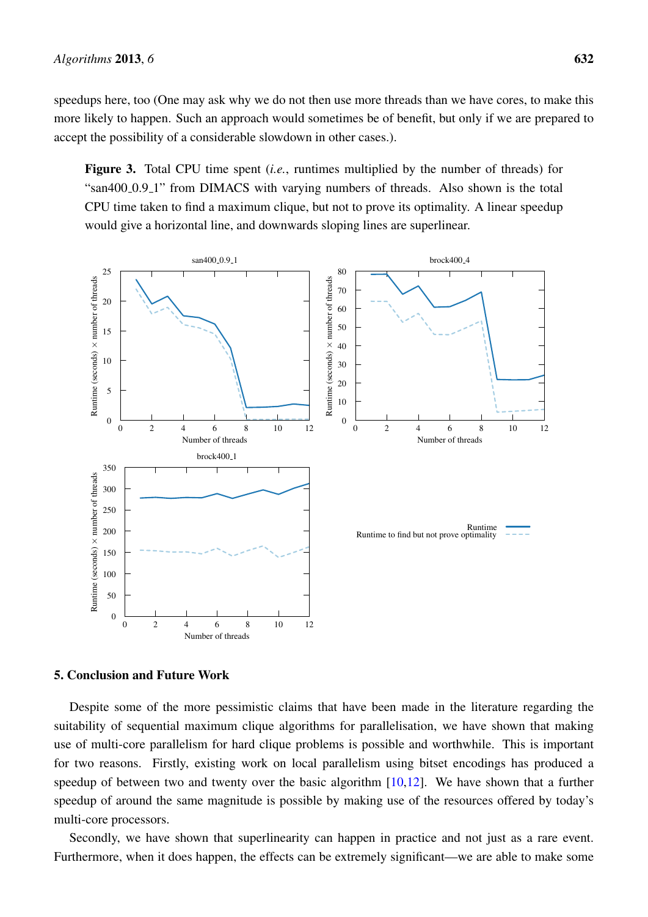speedups here, too (One may ask why we do not then use more threads than we have cores, to make this more likely to happen. Such an approach would sometimes be of benefit, but only if we are prepared to accept the possibility of a considerable slowdown in other cases.).

**Figure 3.** Total CPU time spent (*i.e.*, runtimes multiplied by the number of threads) for "san400_0.9_1" from DIMACS with varying numbers of threads. Also shown is the total CPU time taken to find a maximum clique, but not to prove its optimality. A linear speedup would give a horizontal line, and downwards sloping lines are superlinear.

## 5. Conclusion and Future Work

Despite some of the more pessimistic claims that have been made in the literature regarding the suitability of sequential maximum clique algorithms for parallelisation, we have shown that making use of multi-core parallelism for hard clique problems is possible and worthwhile. This is important for two reasons. Firstly, existing work on local parallelism using bitset encodings has produced a speedup of between two and twenty over the basic algorithm [10,12]. We have shown that a further speedup of around the same magnitude is possible by making use of the resources offered by today's multi-core processors.

Secondly, we have shown that superlinearity can happen in practice and not just as a rare event. Furthermore, when it does happen, the effects can be extremely significant—we are able to make some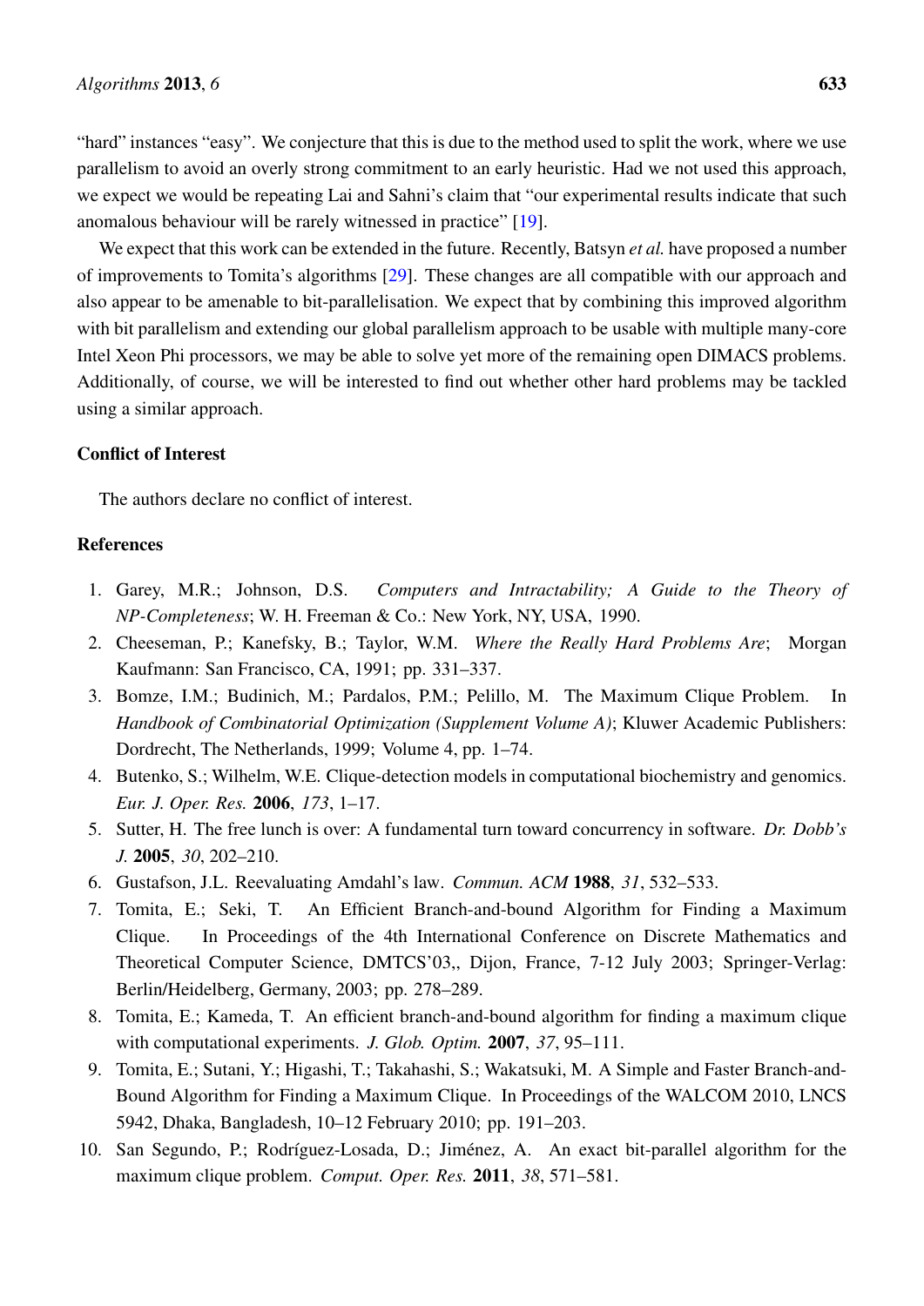"hard" instances "easy". We conjecture that this is due to the method used to split the work, where we use parallelism to avoid an overly strong commitment to an early heuristic. Had we not used this approach, we expect we would be repeating Lai and Sahni's claim that "our experimental results indicate that such anomalous behaviour will be rarely witnessed in practice" [19].

We expect that this work can be extended in the future. Recently, Batsyn *et al.* have proposed a number of improvements to Tomita's algorithms [29]. These changes are all compatible with our approach and also appear to be amenable to bit-parallelisation. We expect that by combining this improved algorithm with bit parallelism and extending our global parallelism approach to be usable with multiple many-core Intel Xeon Phi processors, we may be able to solve yet more of the remaining open DIMACS problems. Additionally, of course, we will be interested to find out whether other hard problems may be tackled using a similar approach.

### Conflict of Interest

The authors declare no conflict of interest.

### References

1. Garey, M.R.; Johnson, D.S. *Computers and Intractability; A Guide to the Theory of NP-Completeness*; W. H. Freeman & Co.: New York, NY, USA, 1990.
2. Cheeseman, P.; Kanefsky, B.; Taylor, W.M. *Where the Really Hard Problems Are*; Morgan Kaufmann: San Francisco, CA, 1991; pp. 331–337.
3. Bomze, I.M.; Budinich, M.; Pardalos, P.M.; Pelillo, M. The Maximum Clique Problem. In *Handbook of Combinatorial Optimization (Supplement Volume A)*; Kluwer Academic Publishers: Dordrecht, The Netherlands, 1999; Volume 4, pp. 1–74.
4. Butenko, S.; Wilhelm, W.E. Clique-detection models in computational biochemistry and genomics. *Eur. J. Oper. Res.* **2006**, *173*, 1–17.
5. Sutter, H. The free lunch is over: A fundamental turn toward concurrency in software. *Dr. Dobb's J.* **2005**, *30*, 202–210.
6. Gustafson, J.L. Reevaluating Amdahl's law. *Commun. ACM* **1988**, *31*, 532–533.
7. Tomita, E.; Seki, T. An Efficient Branch-and-bound Algorithm for Finding a Maximum Clique. In Proceedings of the 4th International Conference on Discrete Mathematics and Theoretical Computer Science, DMTCS'03,, Dijon, France, 7-12 July 2003; Springer-Verlag: Berlin/Heidelberg, Germany, 2003; pp. 278–289.
8. Tomita, E.; Kameda, T. An efficient branch-and-bound algorithm for finding a maximum clique with computational experiments. *J. Glob. Optim.* **2007**, *37*, 95–111.
9. Tomita, E.; Sutani, Y.; Higashi, T.; Takahashi, S.; Wakatsuki, M. A Simple and Faster Branch-and-Bound Algorithm for Finding a Maximum Clique. In Proceedings of the WALCOM 2010, LNCS 5942, Dhaka, Bangladesh, 10–12 February 2010; pp. 191–203.
10. San Segundo, P.; Rodríguez-Losada, D.; Jiménez, A. An exact bit-parallel algorithm for the maximum clique problem. *Comput. Oper. Res.* **2011**, *38*, 571–581.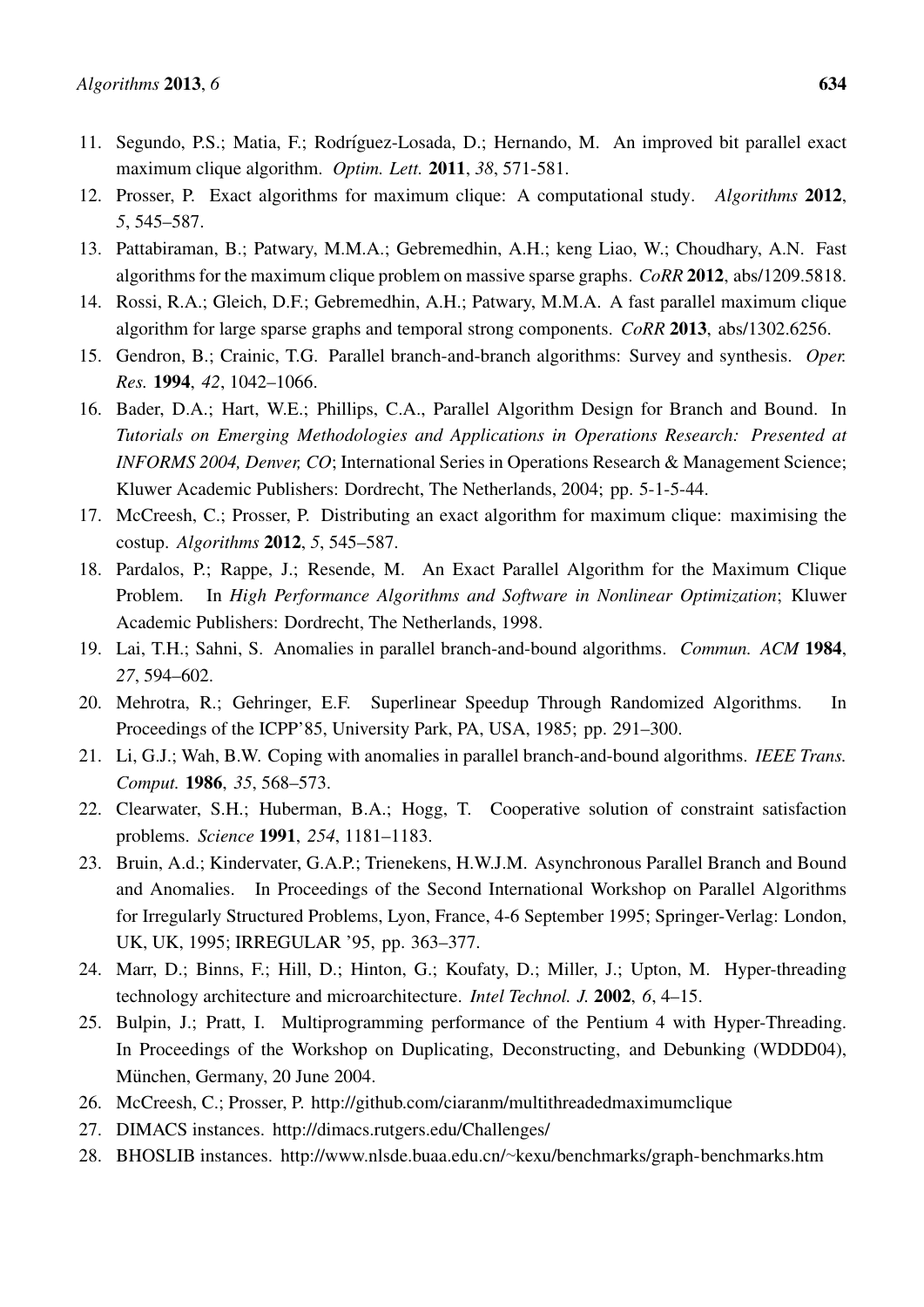11. Segundo, P.S.; Matia, F.; Rodríguez-Losada, D.; Hernando, M. An improved bit parallel exact maximum clique algorithm. *Optim. Lett.* **2011**, *38*, 571-581.
12. Prosser, P. Exact algorithms for maximum clique: A computational study. *Algorithms* **2012**, *5*, 545–587.
13. Pattabiraman, B.; Patwary, M.M.A.; Gebremedhin, A.H.; keng Liao, W.; Choudhary, A.N. Fast algorithms for the maximum clique problem on massive sparse graphs. *CoRR* **2012**, abs/1209.5818.
14. Rossi, R.A.; Gleich, D.F.; Gebremedhin, A.H.; Patwary, M.M.A. A fast parallel maximum clique algorithm for large sparse graphs and temporal strong components. *CoRR* **2013**, abs/1302.6256.
15. Gendron, B.; Crainic, T.G. Parallel branch-and-branch algorithms: Survey and synthesis. *Oper. Res.* **1994**, *42*, 1042–1066.
16. Bader, D.A.; Hart, W.E.; Phillips, C.A., Parallel Algorithm Design for Branch and Bound. In *Tutorials on Emerging Methodologies and Applications in Operations Research: Presented at INFORMS 2004, Denver, CO*; International Series in Operations Research & Management Science; Kluwer Academic Publishers: Dordrecht, The Netherlands, 2004; pp. 5-1-5-44.
17. McCreesh, C.; Prosser, P. Distributing an exact algorithm for maximum clique: maximising the costup. *Algorithms* **2012**, *5*, 545–587.
18. Pardalos, P.; Rappe, J.; Resende, M. An Exact Parallel Algorithm for the Maximum Clique Problem. In *High Performance Algorithms and Software in Nonlinear Optimization*; Kluwer Academic Publishers: Dordrecht, The Netherlands, 1998.
19. Lai, T.H.; Sahni, S. Anomalies in parallel branch-and-bound algorithms. *Commun. ACM* **1984**, *27*, 594–602.
20. Mehrotra, R.; Gehringer, E.F. Superlinear Speedup Through Randomized Algorithms. In Proceedings of the ICPP'85, University Park, PA, USA, 1985; pp. 291–300.
21. Li, G.J.; Wah, B.W. Coping with anomalies in parallel branch-and-bound algorithms. *IEEE Trans. Comput.* **1986**, *35*, 568–573.
22. Clearwater, S.H.; Huberman, B.A.; Hogg, T. Cooperative solution of constraint satisfaction problems. *Science* **1991**, *254*, 1181–1183.
23. Bruin, A.d.; Kindervater, G.A.P.; Trienekens, H.W.J.M. Asynchronous Parallel Branch and Bound and Anomalies. In Proceedings of the Second International Workshop on Parallel Algorithms for Irregularly Structured Problems, Lyon, France, 4-6 September 1995; Springer-Verlag: London, UK, UK, 1995; IRREGULAR '95, pp. 363–377.
24. Marr, D.; Binns, F.; Hill, D.; Hinton, G.; Koufaty, D.; Miller, J.; Upton, M. Hyper-threading technology architecture and microarchitecture. *Intel Technol. J.* **2002**, *6*, 4–15.
25. Bulpin, J.; Pratt, I. Multiprogramming performance of the Pentium 4 with Hyper-Threading. In Proceedings of the Workshop on Duplicating, Deconstructing, and Debunking (WDDD04), München, Germany, 20 June 2004.
26. McCreesh, C.; Prosser, P. http://github.com/ciaranm/multithreadedmaximumclique
27. DIMACS instances. http://dimacs.rutgers.edu/Challenges/
28. BHOSLIB instances. http://www.nlsde.buaa.edu.cn/~kexu/benchmarks/graph-benchmarks.htm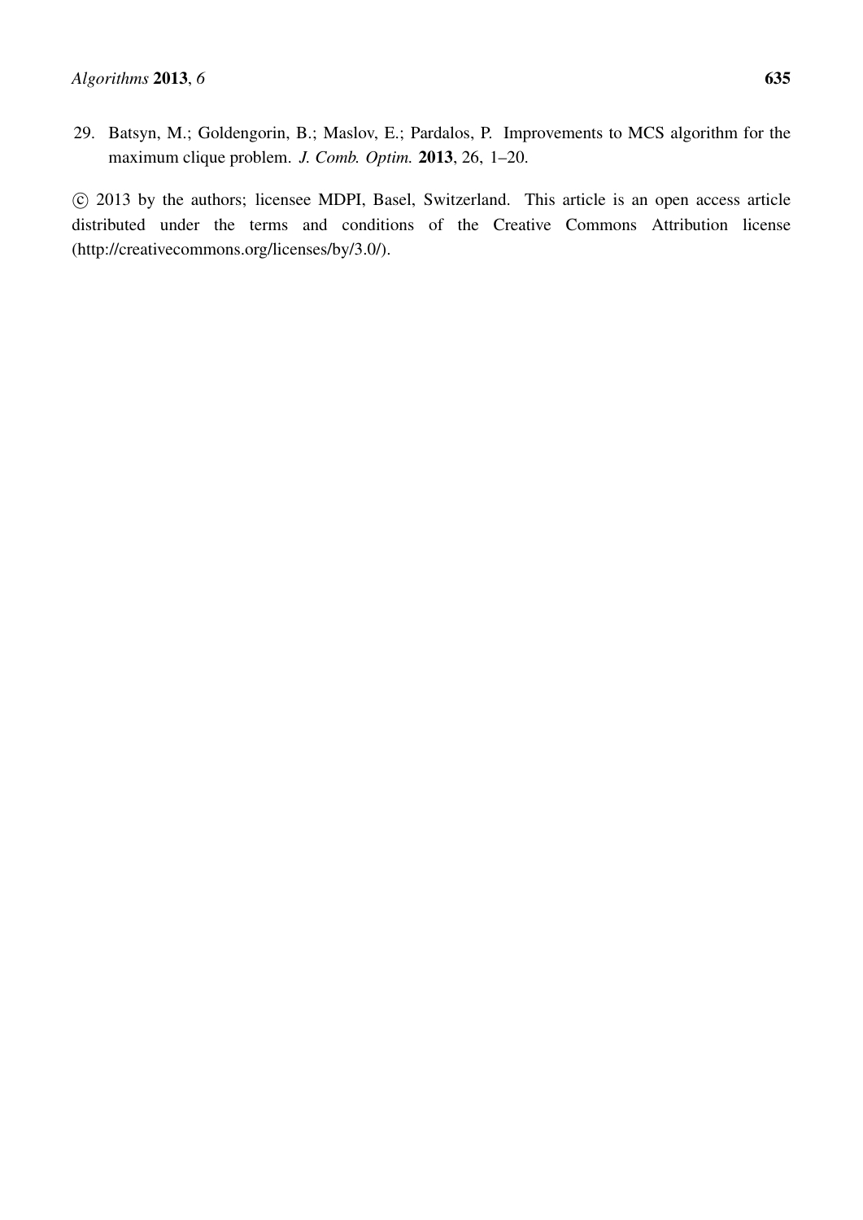29. Batsyn, M.; Goldengorin, B.; Maslov, E.; Pardalos, P. Improvements to MCS algorithm for the maximum clique problem. *J. Comb. Optim.* **2013**, 26, 1–20.

© 2013 by the authors; licensee MDPI, Basel, Switzerland. This article is an open access article distributed under the terms and conditions of the Creative Commons Attribution license (http://creativecommons.org/licenses/by/3.0/).